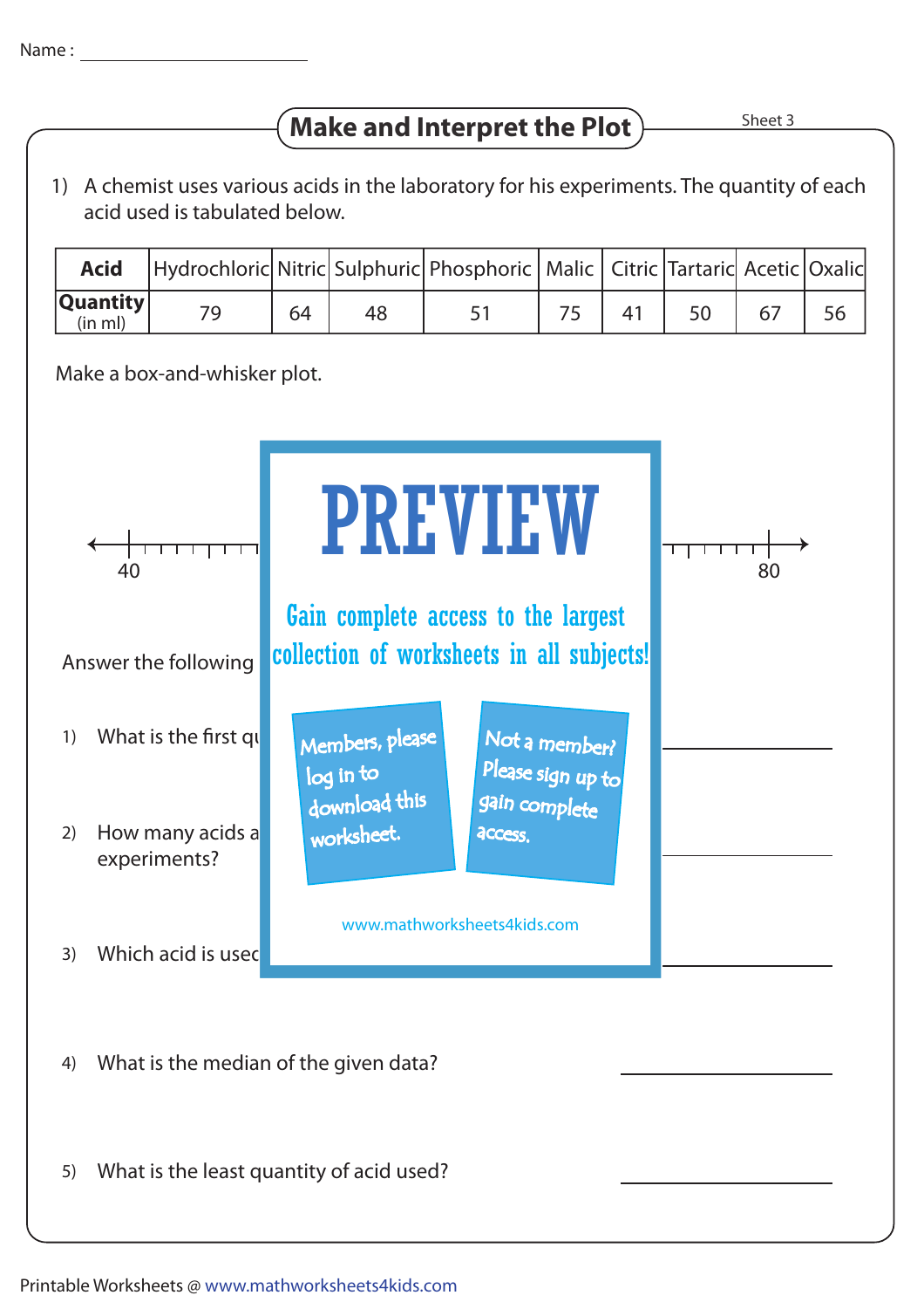Name : ______________________

# Make and Interpret the Plot

Sheet 3

1) A chemist uses various acids in the laboratory for his experiments. The quantity of each acid used is tabulated below.

| Acid | Hydrochloric | Nitric | Sulphuric | Phosphoric | Malic | Citric | Tartaric | Acetic | Oxalic |
|---|---|---|---|---|---|---|---|---|---|
| **Quantity** (in ml) | 79 | 64 | 48 | 51 | 75 | 41 | 50 | 67 | 56 |

Make a box-and-whisker plot.

40 ... 80

**PREVIEW**

Gain complete access to the largest collection of worksheets in all subjects!

Members, please log in to download this worksheet.

Not a member? Please sign up to gain complete access.

www.mathworksheets4kids.com

Answer the following

1) What is the first qu ______________________

2) How many acids a experiments? ______________________

3) Which acid is used ______________________

4) What is the median of the given data? ______________________

5) What is the least quantity of acid used? ______________________

Printable Worksheets @ www.mathworksheets4kids.com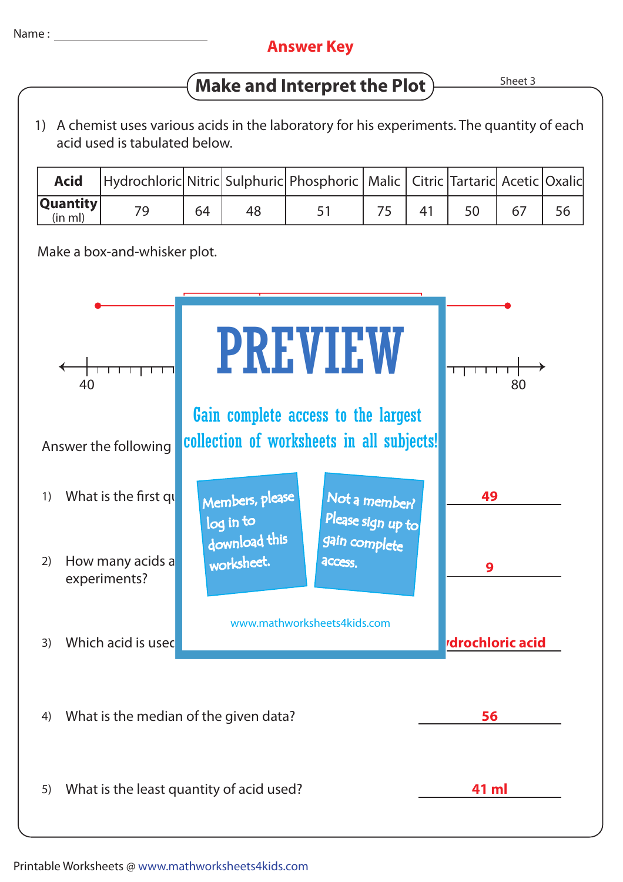Name : ____________________

**Answer Key**

# Make and Interpret the Plot

Sheet 3

1) A chemist uses various acids in the laboratory for his experiments. The quantity of each acid used is tabulated below.

| Acid | Hydrochloric | Nitric | Sulphuric | Phosphoric | Malic | Citric | Tartaric | Acetic | Oxalic |
|---|---|---|---|---|---|---|---|---|---|
| **Quantity** (in ml) | 79 | 64 | 48 | 51 | 75 | 41 | 50 | 67 | 56 |

Make a box-and-whisker plot.

40

80

PREVIEW

Gain complete access to the largest collection of worksheets in all subjects!

Members, please log in to download this worksheet.

Not a member? Please sign up to gain complete access.

www.mathworksheets4kids.com

Answer the following

1) What is the first qu **49**

2) How many acids a experiments? **9**

3) Which acid is usec **drochloric acid**

4) What is the median of the given data? **56**

5) What is the least quantity of acid used? **41 ml**

Printable Worksheets @ www.mathworksheets4kids.com